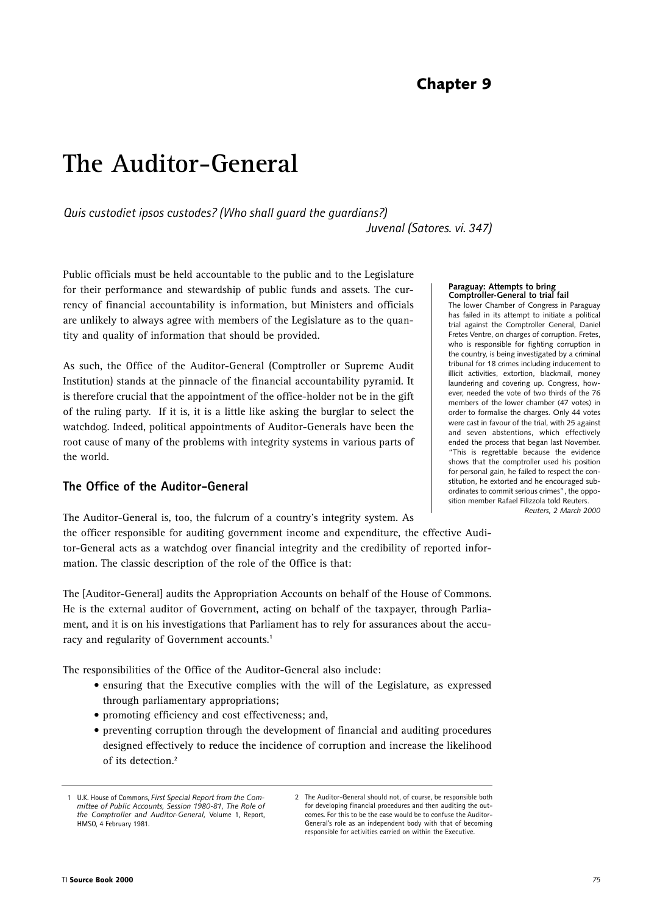# Chapter 9

# The Auditor-General

*Quis custodiet ipsos custodes? (Who shall guard the guardians?)*
*Juvenal (Satores. vi. 347)*

Public officials must be held accountable to the public and to the Legislature for their performance and stewardship of public funds and assets. The currency of financial accountability is information, but Ministers and officials are unlikely to always agree with members of the Legislature as to the quantity and quality of information that should be provided.

As such, the Office of the Auditor-General (Comptroller or Supreme Audit Institution) stands at the pinnacle of the financial accountability pyramid. It is therefore crucial that the appointment of the office-holder not be in the gift of the ruling party. If it is, it is a little like asking the burglar to select the watchdog. Indeed, political appointments of Auditor-Generals have been the root cause of many of the problems with integrity systems in various parts of the world.

**Paraguay: Attempts to bring Comptroller-General to trial fail**

The lower Chamber of Congress in Paraguay has failed in its attempt to initiate a political trial against the Comptroller General, Daniel Fretes Ventre, on charges of corruption. Fretes, who is responsible for fighting corruption in the country, is being investigated by a criminal tribunal for 18 crimes including inducement to illicit activities, extortion, blackmail, money laundering and covering up. Congress, however, needed the vote of two thirds of the 76 members of the lower chamber (47 votes) in order to formalise the charges. Only 44 votes were cast in favour of the trial, with 25 against and seven abstentions, which effectively ended the process that began last November. "This is regrettable because the evidence shows that the comptroller used his position for personal gain, he failed to respect the constitution, he extorted and he encouraged subordinates to commit serious crimes", the opposition member Rafael Filizzola told Reuters.

*Reuters, 2 March 2000*

## The Office of the Auditor-General

The Auditor-General is, too, the fulcrum of a country's integrity system. As the officer responsible for auditing government income and expenditure, the effective Auditor-General acts as a watchdog over financial integrity and the credibility of reported information. The classic description of the role of the Office is that:

The [Auditor-General] audits the Appropriation Accounts on behalf of the House of Commons. He is the external auditor of Government, acting on behalf of the taxpayer, through Parliament, and it is on his investigations that Parliament has to rely for assurances about the accuracy and regularity of Government accounts.[1]

The responsibilities of the Office of the Auditor-General also include:

- ensuring that the Executive complies with the will of the Legislature, as expressed through parliamentary appropriations;
- promoting efficiency and cost effectiveness; and,
- preventing corruption through the development of financial and auditing procedures designed effectively to reduce the incidence of corruption and increase the likelihood of its detection.[2]

---

1 U.K. House of Commons, *First Special Report from the Committee of Public Accounts, Session 1980-81, The Role of the Comptroller and Auditor-General,* Volume 1, Report, HMSO, 4 February 1981.

2 The Auditor-General should not, of course, be responsible both for developing financial procedures and then auditing the outcomes. For this to be the case would be to confuse the Auditor-General's role as an independent body with that of becoming responsible for activities carried on within the Executive.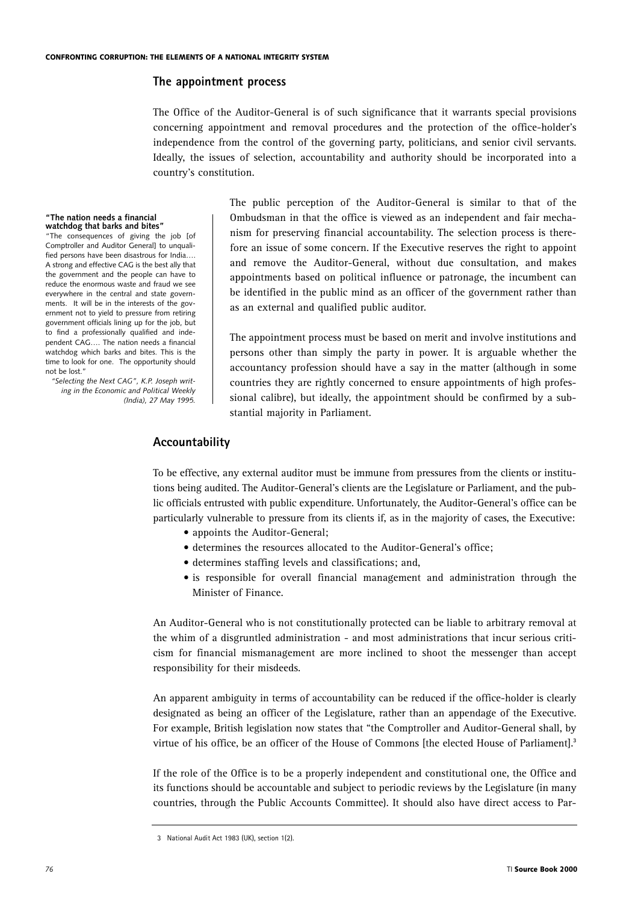## The appointment process

The Office of the Auditor-General is of such significance that it warrants special provisions concerning appointment and removal procedures and the protection of the office-holder's independence from the control of the governing party, politicians, and senior civil servants. Ideally, the issues of selection, accountability and authority should be incorporated into a country's constitution.

The public perception of the Auditor-General is similar to that of the Ombudsman in that the office is viewed as an independent and fair mechanism for preserving financial accountability. The selection process is therefore an issue of some concern. If the Executive reserves the right to appoint and remove the Auditor-General, without due consultation, and makes appointments based on political influence or patronage, the incumbent can be identified in the public mind as an officer of the government rather than as an external and qualified public auditor.

The appointment process must be based on merit and involve institutions and persons other than simply the party in power. It is arguable whether the accountancy profession should have a say in the matter (although in some countries they are rightly concerned to ensure appointments of high professional calibre), but ideally, the appointment should be confirmed by a substantial majority in Parliament.

> **"The nation needs a financial watchdog that barks and bites"**
>
> "The consequences of giving the job [of Comptroller and Auditor General] to unqualified persons have been disastrous for India…. A strong and effective CAG is the best ally that the government and the people can have to reduce the enormous waste and fraud we see everywhere in the central and state governments. It will be in the interests of the government not to yield to pressure from retiring government officials lining up for the job, but to find a professionally qualified and independent CAG…. The nation needs a financial watchdog which barks and bites. This is the time to look for one. The opportunity should not be lost."
>
> *"Selecting the Next CAG", K.P. Joseph writing in the Economic and Political Weekly (India), 27 May 1995.*

## Accountability

To be effective, any external auditor must be immune from pressures from the clients or institutions being audited. The Auditor-General's clients are the Legislature or Parliament, and the public officials entrusted with public expenditure. Unfortunately, the Auditor-General's office can be particularly vulnerable to pressure from its clients if, as in the majority of cases, the Executive:

- appoints the Auditor-General;
- determines the resources allocated to the Auditor-General's office;
- determines staffing levels and classifications; and,
- is responsible for overall financial management and administration through the Minister of Finance.

An Auditor-General who is not constitutionally protected can be liable to arbitrary removal at the whim of a disgruntled administration - and most administrations that incur serious criticism for financial mismanagement are more inclined to shoot the messenger than accept responsibility for their misdeeds.

An apparent ambiguity in terms of accountability can be reduced if the office-holder is clearly designated as being an officer of the Legislature, rather than an appendage of the Executive. For example, British legislation now states that "the Comptroller and Auditor-General shall, by virtue of his office, be an officer of the House of Commons [the elected House of Parliament].[3]

If the role of the Office is to be a properly independent and constitutional one, the Office and its functions should be accountable and subject to periodic reviews by the Legislature (in many countries, through the Public Accounts Committee). It should also have direct access to Par-

3 National Audit Act 1983 (UK), section 1(2).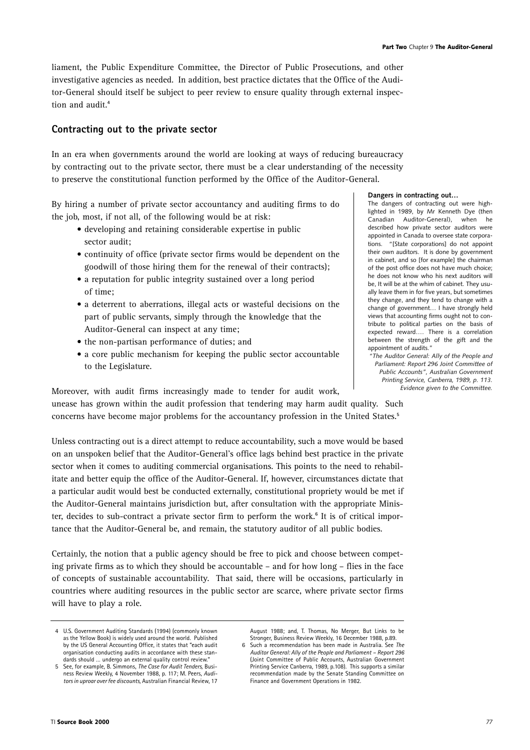liament, the Public Expenditure Committee, the Director of Public Prosecutions, and other investigative agencies as needed. In addition, best practice dictates that the Office of the Auditor-General should itself be subject to peer review to ensure quality through external inspection and audit.[4]

## Contracting out to the private sector

In an era when governments around the world are looking at ways of reducing bureaucracy by contracting out to the private sector, there must be a clear understanding of the necessity to preserve the constitutional function performed by the Office of the Auditor-General.

By hiring a number of private sector accountancy and auditing firms to do the job, most, if not all, of the following would be at risk:

- developing and retaining considerable expertise in public sector audit;
- continuity of office (private sector firms would be dependent on the goodwill of those hiring them for the renewal of their contracts);
- a reputation for public integrity sustained over a long period of time;
- a deterrent to aberrations, illegal acts or wasteful decisions on the part of public servants, simply through the knowledge that the Auditor-General can inspect at any time;
- the non-partisan performance of duties; and
- a core public mechanism for keeping the public sector accountable to the Legislature.

Moreover, with audit firms increasingly made to tender for audit work, unease has grown within the audit profession that tendering may harm audit quality. Such concerns have become major problems for the accountancy profession in the United States.[5]

**Dangers in contracting out…**

The dangers of contracting out were highlighted in 1989, by Mr Kenneth Dye (then Canadian Auditor-General), when he described how private sector auditors were appointed in Canada to oversee state corporations. "[State corporations] do not appoint their own auditors. It is done by government in cabinet, and so [for example] the chairman of the post office does not have much choice; he does not know who his next auditors will be, It will be at the whim of cabinet. They usually leave them in for five years, but sometimes they change, and they tend to change with a change of government… I have strongly held views that accounting firms ought not to contribute to political parties on the basis of expected reward…. There is a correlation between the strength of the gift and the appointment of audits."

*"The Auditor General: Ally of the People and Parliament: Report 296 Joint Committee of Public Accounts", Australian Government Printing Service, Canberra, 1989, p. 113. Evidence given to the Committee.*

Unless contracting out is a direct attempt to reduce accountability, such a move would be based on an unspoken belief that the Auditor-General's office lags behind best practice in the private sector when it comes to auditing commercial organisations. This points to the need to rehabilitate and better equip the office of the Auditor-General. If, however, circumstances dictate that a particular audit would best be conducted externally, constitutional propriety would be met if the Auditor-General maintains jurisdiction but, after consultation with the appropriate Minister, decides to sub-contract a private sector firm to perform the work.[6] It is of critical importance that the Auditor-General be, and remain, the statutory auditor of all public bodies.

Certainly, the notion that a public agency should be free to pick and choose between competing private firms as to which they should be accountable – and for how long – flies in the face of concepts of sustainable accountability. That said, there will be occasions, particularly in countries where auditing resources in the public sector are scarce, where private sector firms will have to play a role.

---

4 U.S. Government Auditing Standards (1994) (commonly known as the Yellow Book) is widely used around the world. Published by the US General Accounting Office, it states that "each audit organisation conducting audits in accordance with these standards should … undergo an external quality control review."

5 See, for example, B. Simmons, *The Case for Audit Tenders*, Business Review Weekly, 4 November 1988, p. 117; M. Peers, *Auditors in uproar over fee discounts*, Australian Financial Review, 17 August 1988; and, T. Thomas, No Merger, But Links to be Stronger, Business Review Weekly, 16 December 1988, p.89.

6 Such a recommendation has been made in Australia. See *The Auditor General: Ally of the People and Parliament – Report 296* (Joint Committee of Public Accounts, Australian Government Printing Service Canberra, 1989, p.108). This supports a similar recommendation made by the Senate Standing Committee on Finance and Government Operations in 1982.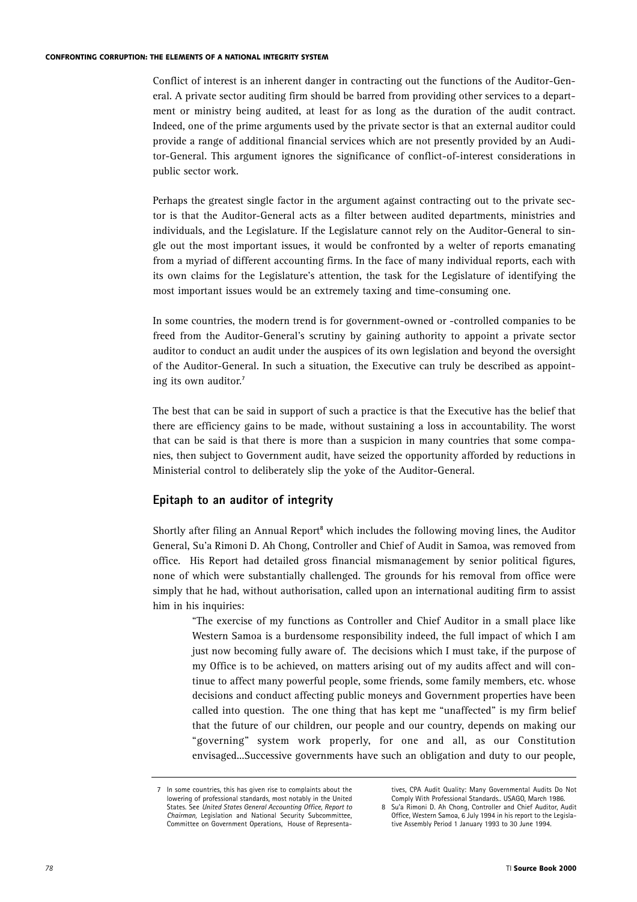Conflict of interest is an inherent danger in contracting out the functions of the Auditor-General. A private sector auditing firm should be barred from providing other services to a department or ministry being audited, at least for as long as the duration of the audit contract. Indeed, one of the prime arguments used by the private sector is that an external auditor could provide a range of additional financial services which are not presently provided by an Auditor-General. This argument ignores the significance of conflict-of-interest considerations in public sector work.

Perhaps the greatest single factor in the argument against contracting out to the private sector is that the Auditor-General acts as a filter between audited departments, ministries and individuals, and the Legislature. If the Legislature cannot rely on the Auditor-General to single out the most important issues, it would be confronted by a welter of reports emanating from a myriad of different accounting firms. In the face of many individual reports, each with its own claims for the Legislature's attention, the task for the Legislature of identifying the most important issues would be an extremely taxing and time-consuming one.

In some countries, the modern trend is for government-owned or -controlled companies to be freed from the Auditor-General's scrutiny by gaining authority to appoint a private sector auditor to conduct an audit under the auspices of its own legislation and beyond the oversight of the Auditor-General. In such a situation, the Executive can truly be described as appointing its own auditor.[7]

The best that can be said in support of such a practice is that the Executive has the belief that there are efficiency gains to be made, without sustaining a loss in accountability. The worst that can be said is that there is more than a suspicion in many countries that some companies, then subject to Government audit, have seized the opportunity afforded by reductions in Ministerial control to deliberately slip the yoke of the Auditor-General.

## Epitaph to an auditor of integrity

Shortly after filing an Annual Report[8] which includes the following moving lines, the Auditor General, Su'a Rimoni D. Ah Chong, Controller and Chief of Audit in Samoa, was removed from office. His Report had detailed gross financial mismanagement by senior political figures, none of which were substantially challenged. The grounds for his removal from office were simply that he had, without authorisation, called upon an international auditing firm to assist him in his inquiries:

> "The exercise of my functions as Controller and Chief Auditor in a small place like Western Samoa is a burdensome responsibility indeed, the full impact of which I am just now becoming fully aware of. The decisions which I must take, if the purpose of my Office is to be achieved, on matters arising out of my audits affect and will continue to affect many powerful people, some friends, some family members, etc. whose decisions and conduct affecting public moneys and Government properties have been called into question. The one thing that has kept me "unaffected" is my firm belief that the future of our children, our people and our country, depends on making our "governing" system work properly, for one and all, as our Constitution envisaged...Successive governments have such an obligation and duty to our people,

---

7 In some countries, this has given rise to complaints about the lowering of professional standards, most notably in the United States. See *United States General Accounting Office, Report to Chairman,* Legislation and National Security Subcommittee, Committee on Government Operations, House of Representatives, CPA Audit Quality: Many Governmental Audits Do Not Comply With Professional Standards.. USAGO, March 1986.

8 Su'a Rimoni D. Ah Chong, Controller and Chief Auditor, Audit Office, Western Samoa, 6 July 1994 in his report to the Legislative Assembly Period 1 January 1993 to 30 June 1994.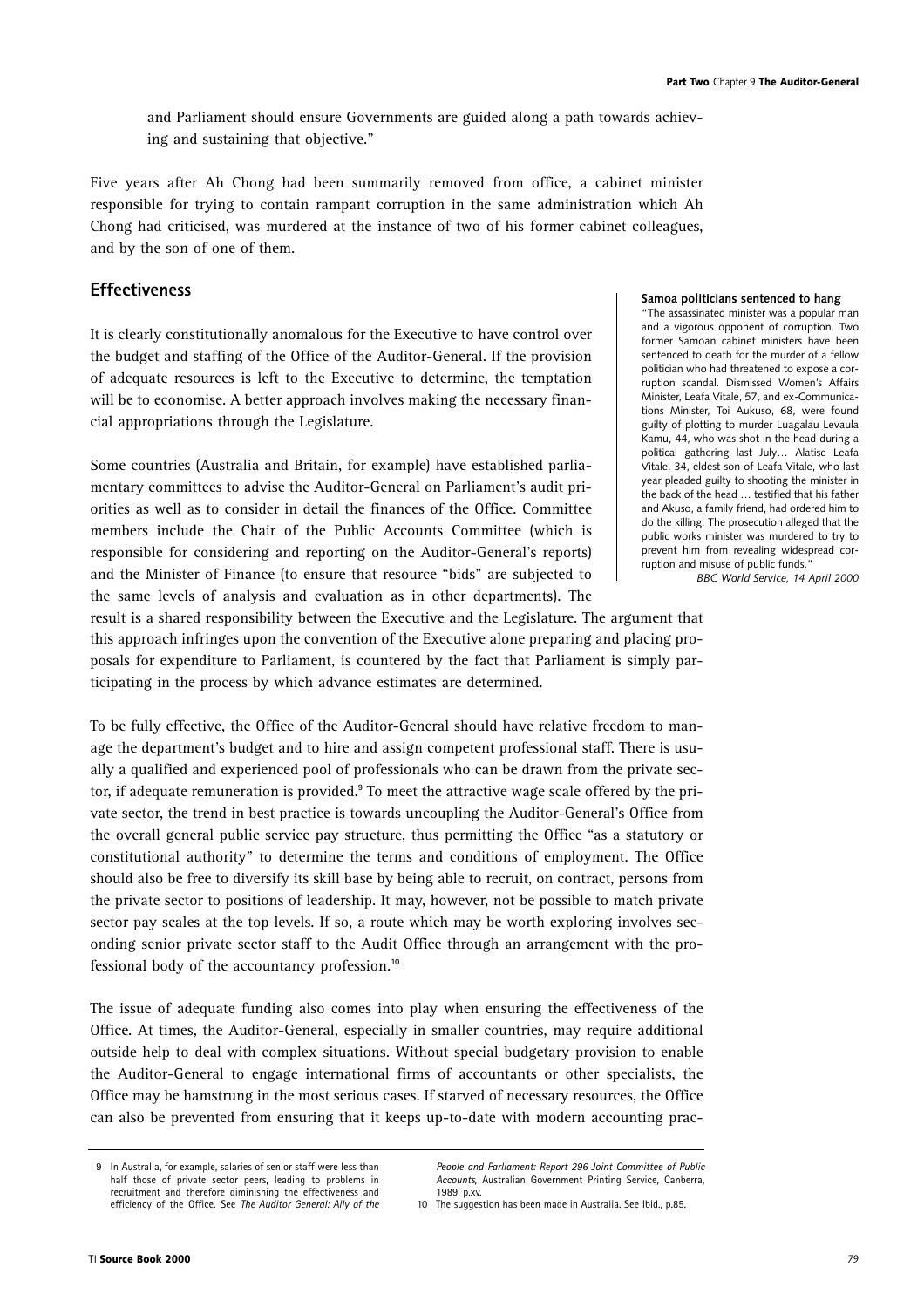and Parliament should ensure Governments are guided along a path towards achieving and sustaining that objective."

Five years after Ah Chong had been summarily removed from office, a cabinet minister responsible for trying to contain rampant corruption in the same administration which Ah Chong had criticised, was murdered at the instance of two of his former cabinet colleagues, and by the son of one of them.

## Effectiveness

It is clearly constitutionally anomalous for the Executive to have control over the budget and staffing of the Office of the Auditor-General. If the provision of adequate resources is left to the Executive to determine, the temptation will be to economise. A better approach involves making the necessary financial appropriations through the Legislature.

Some countries (Australia and Britain, for example) have established parliamentary committees to advise the Auditor-General on Parliament's audit priorities as well as to consider in detail the finances of the Office. Committee members include the Chair of the Public Accounts Committee (which is responsible for considering and reporting on the Auditor-General's reports) and the Minister of Finance (to ensure that resource "bids" are subjected to the same levels of analysis and evaluation as in other departments). The result is a shared responsibility between the Executive and the Legislature. The argument that this approach infringes upon the convention of the Executive alone preparing and placing proposals for expenditure to Parliament, is countered by the fact that Parliament is simply participating in the process by which advance estimates are determined.

**Samoa politicians sentenced to hang**

"The assassinated minister was a popular man and a vigorous opponent of corruption. Two former Samoan cabinet ministers have been sentenced to death for the murder of a fellow politician who had threatened to expose a corruption scandal. Dismissed Women's Affairs Minister, Leafa Vitale, 57, and ex-Communications Minister, Toi Aukuso, 68, were found guilty of plotting to murder Luagalau Levaula Kamu, 44, who was shot in the head during a political gathering last July… Alatise Leafa Vitale, 34, eldest son of Leafa Vitale, who last year pleaded guilty to shooting the minister in the back of the head … testified that his father and Akuso, a family friend, had ordered him to do the killing. The prosecution alleged that the public works minister was murdered to try to prevent him from revealing widespread corruption and misuse of public funds."

*BBC World Service, 14 April 2000*

To be fully effective, the Office of the Auditor-General should have relative freedom to manage the department's budget and to hire and assign competent professional staff. There is usually a qualified and experienced pool of professionals who can be drawn from the private sector, if adequate remuneration is provided.[9] To meet the attractive wage scale offered by the private sector, the trend in best practice is towards uncoupling the Auditor-General's Office from the overall general public service pay structure, thus permitting the Office "as a statutory or constitutional authority" to determine the terms and conditions of employment. The Office should also be free to diversify its skill base by being able to recruit, on contract, persons from the private sector to positions of leadership. It may, however, not be possible to match private sector pay scales at the top levels. If so, a route which may be worth exploring involves seconding senior private sector staff to the Audit Office through an arrangement with the professional body of the accountancy profession.[10]

The issue of adequate funding also comes into play when ensuring the effectiveness of the Office. At times, the Auditor-General, especially in smaller countries, may require additional outside help to deal with complex situations. Without special budgetary provision to enable the Auditor-General to engage international firms of accountants or other specialists, the Office may be hamstrung in the most serious cases. If starved of necessary resources, the Office can also be prevented from ensuring that it keeps up-to-date with modern accounting prac-

---

9 In Australia, for example, salaries of senior staff were less than half those of private sector peers, leading to problems in recruitment and therefore diminishing the effectiveness and efficiency of the Office. See *The Auditor General: Ally of the People and Parliament: Report 296 Joint Committee of Public Accounts*, Australian Government Printing Service, Canberra, 1989, p.xv.

10 The suggestion has been made in Australia. See Ibid., p.85.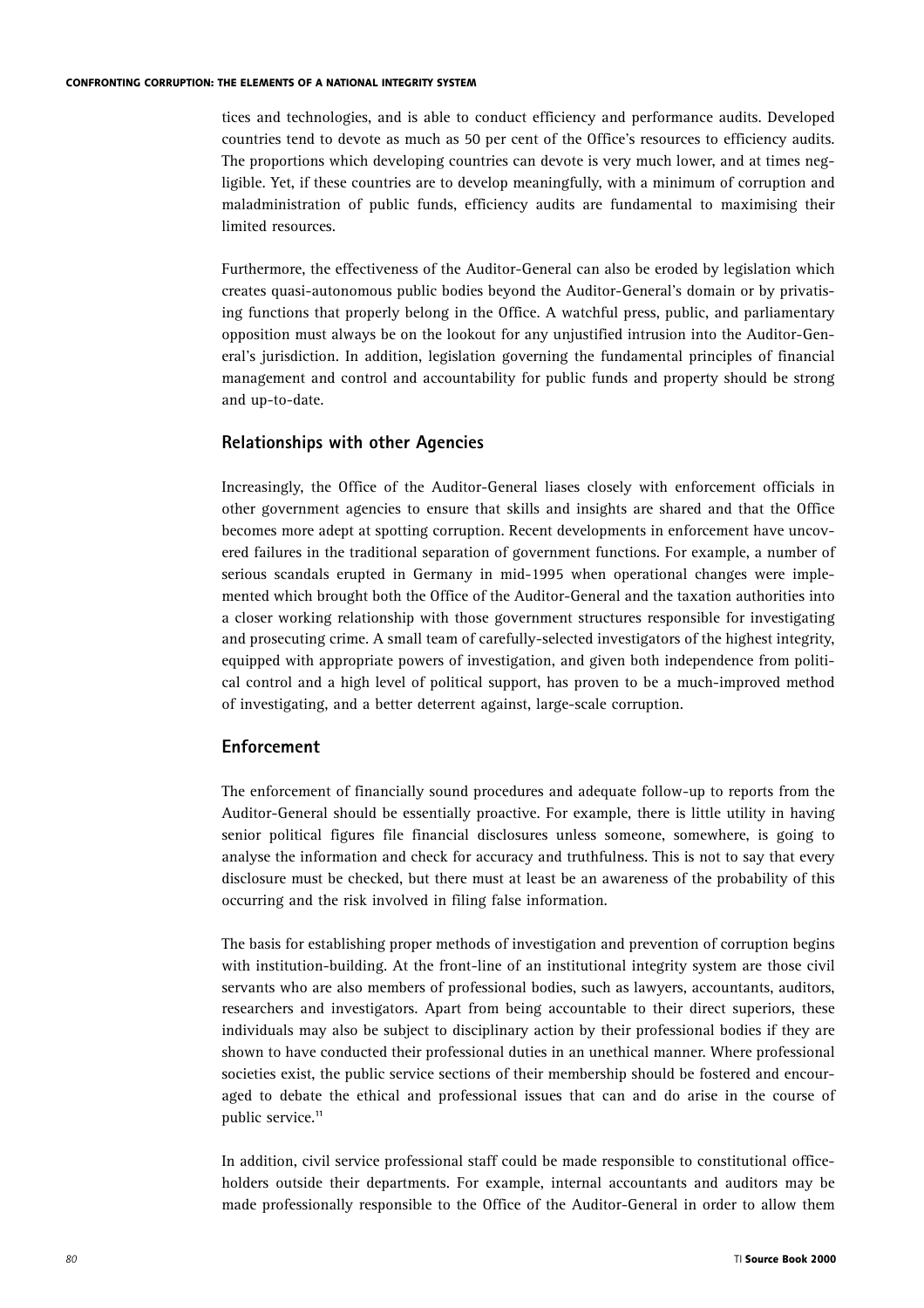tices and technologies, and is able to conduct efficiency and performance audits. Developed countries tend to devote as much as 50 per cent of the Office's resources to efficiency audits. The proportions which developing countries can devote is very much lower, and at times negligible. Yet, if these countries are to develop meaningfully, with a minimum of corruption and maladministration of public funds, efficiency audits are fundamental to maximising their limited resources.

Furthermore, the effectiveness of the Auditor-General can also be eroded by legislation which creates quasi-autonomous public bodies beyond the Auditor-General's domain or by privatising functions that properly belong in the Office. A watchful press, public, and parliamentary opposition must always be on the lookout for any unjustified intrusion into the Auditor-General's jurisdiction. In addition, legislation governing the fundamental principles of financial management and control and accountability for public funds and property should be strong and up-to-date.

## Relationships with other Agencies

Increasingly, the Office of the Auditor-General liases closely with enforcement officials in other government agencies to ensure that skills and insights are shared and that the Office becomes more adept at spotting corruption. Recent developments in enforcement have uncovered failures in the traditional separation of government functions. For example, a number of serious scandals erupted in Germany in mid-1995 when operational changes were implemented which brought both the Office of the Auditor-General and the taxation authorities into a closer working relationship with those government structures responsible for investigating and prosecuting crime. A small team of carefully-selected investigators of the highest integrity, equipped with appropriate powers of investigation, and given both independence from political control and a high level of political support, has proven to be a much-improved method of investigating, and a better deterrent against, large-scale corruption.

## Enforcement

The enforcement of financially sound procedures and adequate follow-up to reports from the Auditor-General should be essentially proactive. For example, there is little utility in having senior political figures file financial disclosures unless someone, somewhere, is going to analyse the information and check for accuracy and truthfulness. This is not to say that every disclosure must be checked, but there must at least be an awareness of the probability of this occurring and the risk involved in filing false information.

The basis for establishing proper methods of investigation and prevention of corruption begins with institution-building. At the front-line of an institutional integrity system are those civil servants who are also members of professional bodies, such as lawyers, accountants, auditors, researchers and investigators. Apart from being accountable to their direct superiors, these individuals may also be subject to disciplinary action by their professional bodies if they are shown to have conducted their professional duties in an unethical manner. Where professional societies exist, the public service sections of their membership should be fostered and encouraged to debate the ethical and professional issues that can and do arise in the course of public service.[11]

In addition, civil service professional staff could be made responsible to constitutional office-holders outside their departments. For example, internal accountants and auditors may be made professionally responsible to the Office of the Auditor-General in order to allow them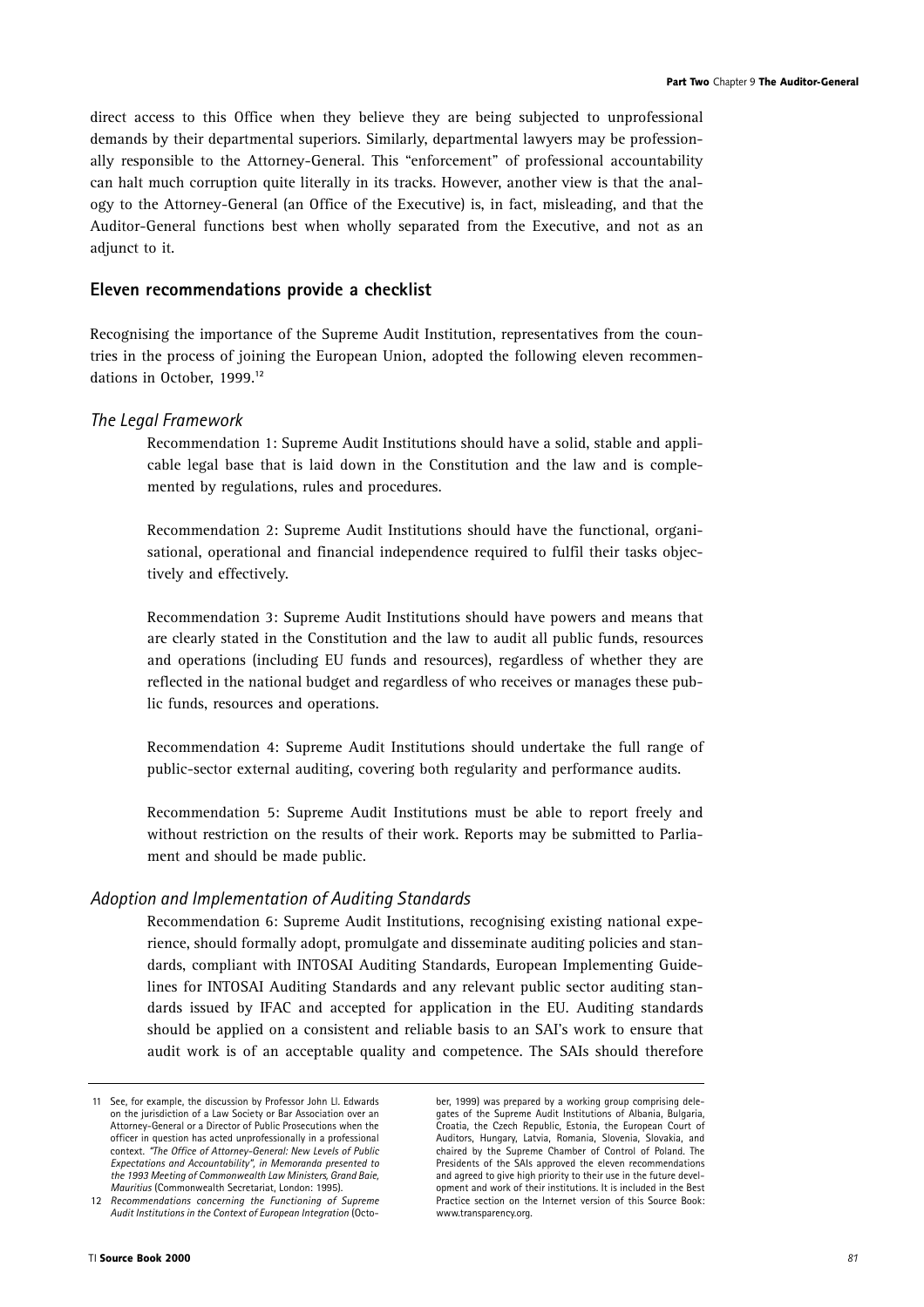direct access to this Office when they believe they are being subjected to unprofessional demands by their departmental superiors. Similarly, departmental lawyers may be professionally responsible to the Attorney-General. This "enforcement" of professional accountability can halt much corruption quite literally in its tracks. However, another view is that the analogy to the Attorney-General (an Office of the Executive) is, in fact, misleading, and that the Auditor-General functions best when wholly separated from the Executive, and not as an adjunct to it.

## Eleven recommendations provide a checklist

Recognising the importance of the Supreme Audit Institution, representatives from the countries in the process of joining the European Union, adopted the following eleven recommendations in October, 1999.[12]

### *The Legal Framework*

Recommendation 1: Supreme Audit Institutions should have a solid, stable and applicable legal base that is laid down in the Constitution and the law and is complemented by regulations, rules and procedures.

Recommendation 2: Supreme Audit Institutions should have the functional, organisational, operational and financial independence required to fulfil their tasks objectively and effectively.

Recommendation 3: Supreme Audit Institutions should have powers and means that are clearly stated in the Constitution and the law to audit all public funds, resources and operations (including EU funds and resources), regardless of whether they are reflected in the national budget and regardless of who receives or manages these public funds, resources and operations.

Recommendation 4: Supreme Audit Institutions should undertake the full range of public-sector external auditing, covering both regularity and performance audits.

Recommendation 5: Supreme Audit Institutions must be able to report freely and without restriction on the results of their work. Reports may be submitted to Parliament and should be made public.

### *Adoption and Implementation of Auditing Standards*

Recommendation 6: Supreme Audit Institutions, recognising existing national experience, should formally adopt, promulgate and disseminate auditing policies and standards, compliant with INTOSAI Auditing Standards, European Implementing Guidelines for INTOSAI Auditing Standards and any relevant public sector auditing standards issued by IFAC and accepted for application in the EU. Auditing standards should be applied on a consistent and reliable basis to an SAI's work to ensure that audit work is of an acceptable quality and competence. The SAIs should therefore

---

11 See, for example, the discussion by Professor John Ll. Edwards on the jurisdiction of a Law Society or Bar Association over an Attorney-General or a Director of Public Prosecutions when the officer in question has acted unprofessionally in a professional context. *"The Office of Attorney-General: New Levels of Public Expectations and Accountability", in Memoranda presented to the 1993 Meeting of Commonwealth Law Ministers, Grand Baie, Mauritius* (Commonwealth Secretariat, London: 1995).

12 *Recommendations concerning the Functioning of Supreme Audit Institutions in the Context of European Integration* (October, 1999) was prepared by a working group comprising delegates of the Supreme Audit Institutions of Albania, Bulgaria, Croatia, the Czech Republic, Estonia, the European Court of Auditors, Hungary, Latvia, Romania, Slovenia, Slovakia, and chaired by the Supreme Chamber of Control of Poland. The Presidents of the SAIs approved the eleven recommendations and agreed to give high priority to their use in the future development and work of their institutions. It is included in the Best Practice section on the Internet version of this Source Book: www.transparency.org.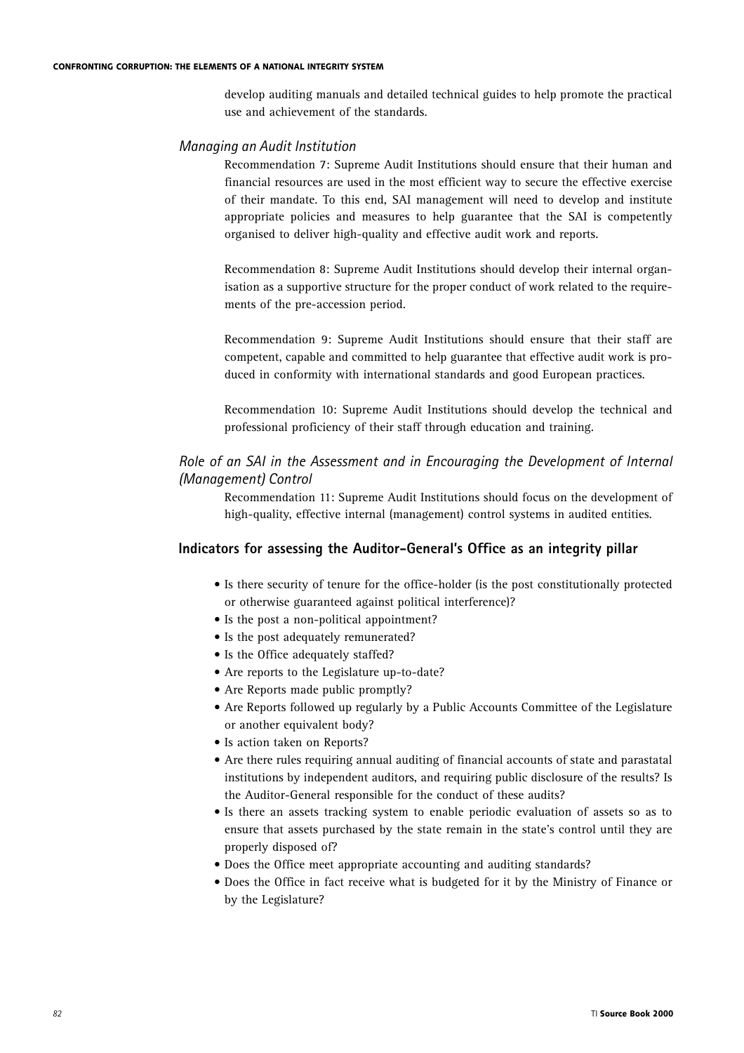develop auditing manuals and detailed technical guides to help promote the practical use and achievement of the standards.

### *Managing an Audit Institution*

Recommendation 7: Supreme Audit Institutions should ensure that their human and financial resources are used in the most efficient way to secure the effective exercise of their mandate. To this end, SAI management will need to develop and institute appropriate policies and measures to help guarantee that the SAI is competently organised to deliver high-quality and effective audit work and reports.

Recommendation 8: Supreme Audit Institutions should develop their internal organisation as a supportive structure for the proper conduct of work related to the requirements of the pre-accession period.

Recommendation 9: Supreme Audit Institutions should ensure that their staff are competent, capable and committed to help guarantee that effective audit work is produced in conformity with international standards and good European practices.

Recommendation 10: Supreme Audit Institutions should develop the technical and professional proficiency of their staff through education and training.

### *Role of an SAI in the Assessment and in Encouraging the Development of Internal (Management) Control*

Recommendation 11: Supreme Audit Institutions should focus on the development of high-quality, effective internal (management) control systems in audited entities.

## Indicators for assessing the Auditor-General's Office as an integrity pillar

- Is there security of tenure for the office-holder (is the post constitutionally protected or otherwise guaranteed against political interference)?
- Is the post a non-political appointment?
- Is the post adequately remunerated?
- Is the Office adequately staffed?
- Are reports to the Legislature up-to-date?
- Are Reports made public promptly?
- Are Reports followed up regularly by a Public Accounts Committee of the Legislature or another equivalent body?
- Is action taken on Reports?
- Are there rules requiring annual auditing of financial accounts of state and parastatal institutions by independent auditors, and requiring public disclosure of the results? Is the Auditor-General responsible for the conduct of these audits?
- Is there an assets tracking system to enable periodic evaluation of assets so as to ensure that assets purchased by the state remain in the state's control until they are properly disposed of?
- Does the Office meet appropriate accounting and auditing standards?
- Does the Office in fact receive what is budgeted for it by the Ministry of Finance or by the Legislature?